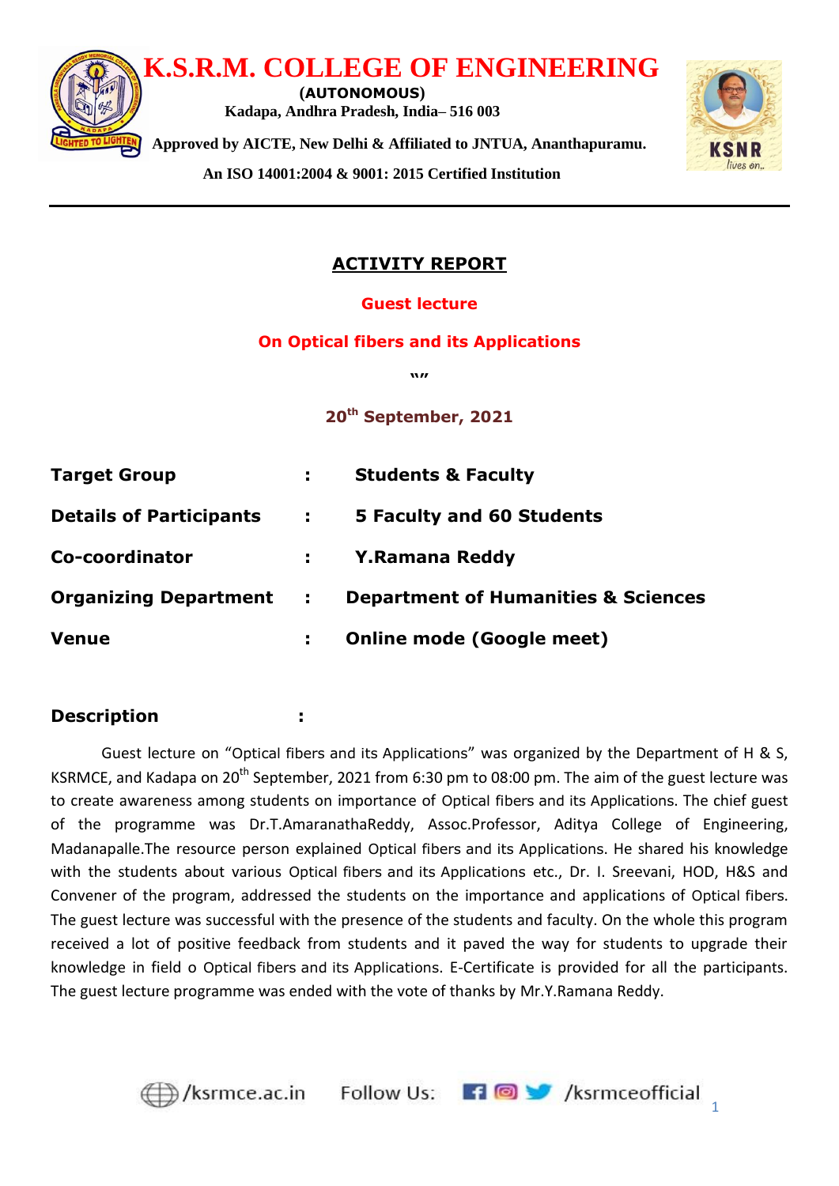# K.S.R.M. COLLEGE OF ENGINEERING

**(AUTONOMOUS)**

**Kadapa, Andhra Pradesh, India– 516 003**

**Approved by AICTE, New Delhi & Affiliated to JNTUA, Ananthapuramu.**

**An ISO 14001:2004 & 9001: 2015 Certified Institution**

---

## ACTIVITY REPORT

**Guest lecture**

**On Optical fibers and its Applications**

**""**

**20th September, 2021**

| | | |
|---|---|---|
| **Target Group** | : | **Students & Faculty** |
| **Details of Participants** | : | **5 Faculty and 60 Students** |
| **Co-coordinator** | : | **Y.Ramana Reddy** |
| **Organizing Department** | : | **Department of Humanities & Sciences** |
| **Venue** | : | **Online mode (Google meet)** |

**Description :**

Guest lecture on "Optical fibers and its Applications" was organized by the Department of H & S, KSRMCE, and Kadapa on 20th September, 2021 from 6:30 pm to 08:00 pm. The aim of the guest lecture was to create awareness among students on importance of Optical fibers and its Applications. The chief guest of the programme was Dr.T.AmaranathaReddy, Assoc.Professor, Aditya College of Engineering, Madanapalle.The resource person explained Optical fibers and its Applications. He shared his knowledge with the students about various Optical fibers and its Applications etc., Dr. I. Sreevani, HOD, H&S and Convener of the program, addressed the students on the importance and applications of Optical fibers. The guest lecture was successful with the presence of the students and faculty. On the whole this program received a lot of positive feedback from students and it paved the way for students to upgrade their knowledge in field o Optical fibers and its Applications. E-Certificate is provided for all the participants. The guest lecture programme was ended with the vote of thanks by Mr.Y.Ramana Reddy.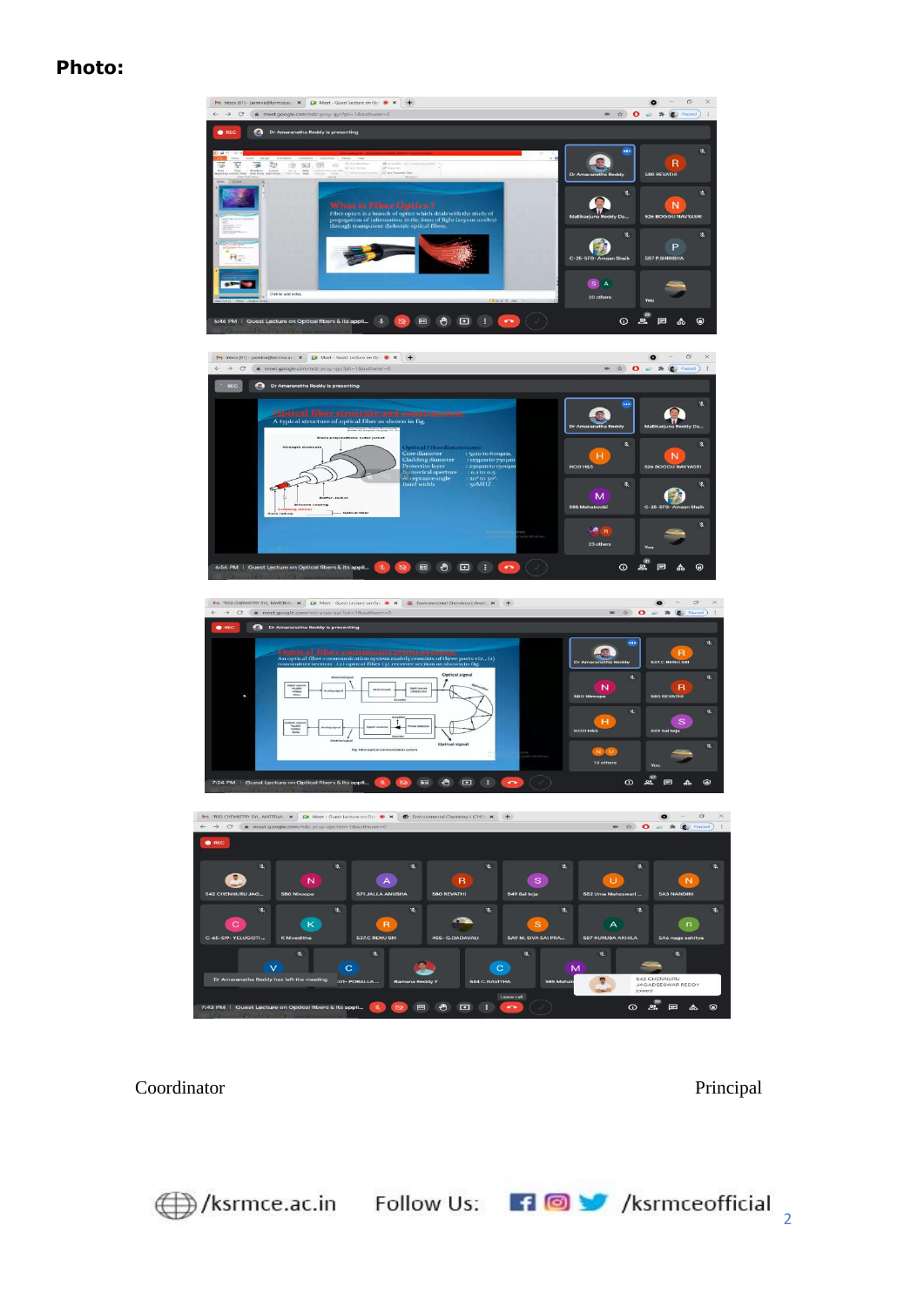**Photo:**

Coordinator

Principal

/ksrmce.ac.in Follow Us: /ksrmceofficial